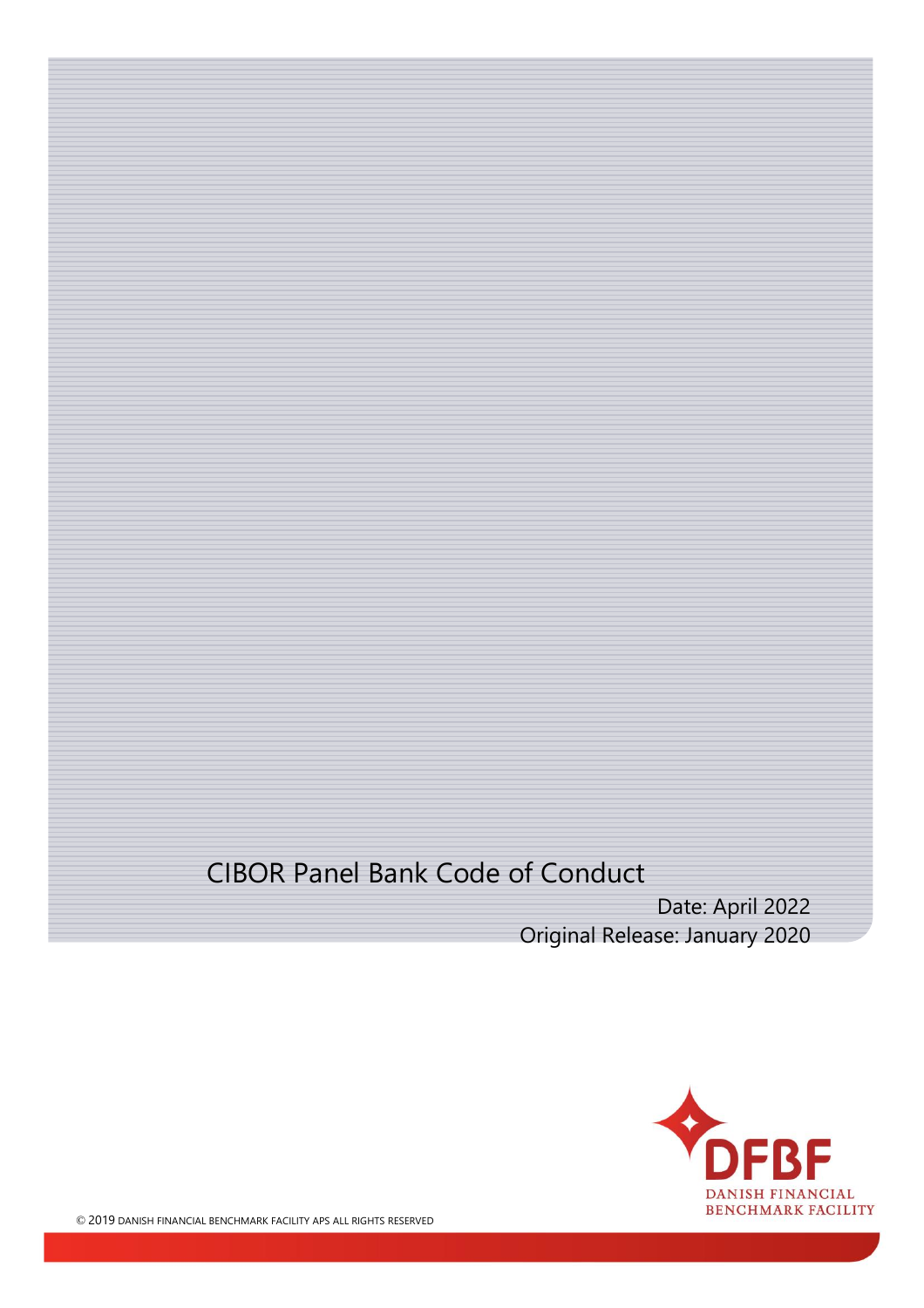# CIBOR Panel Bank Code of Conduct

Date: April 2022

Original Release: January 2020

DFBF
DANISH FINANCIAL
BENCHMARK FACILITY

© 2019 DANISH FINANCIAL BENCHMARK FACILITY APS ALL RIGHTS RESERVED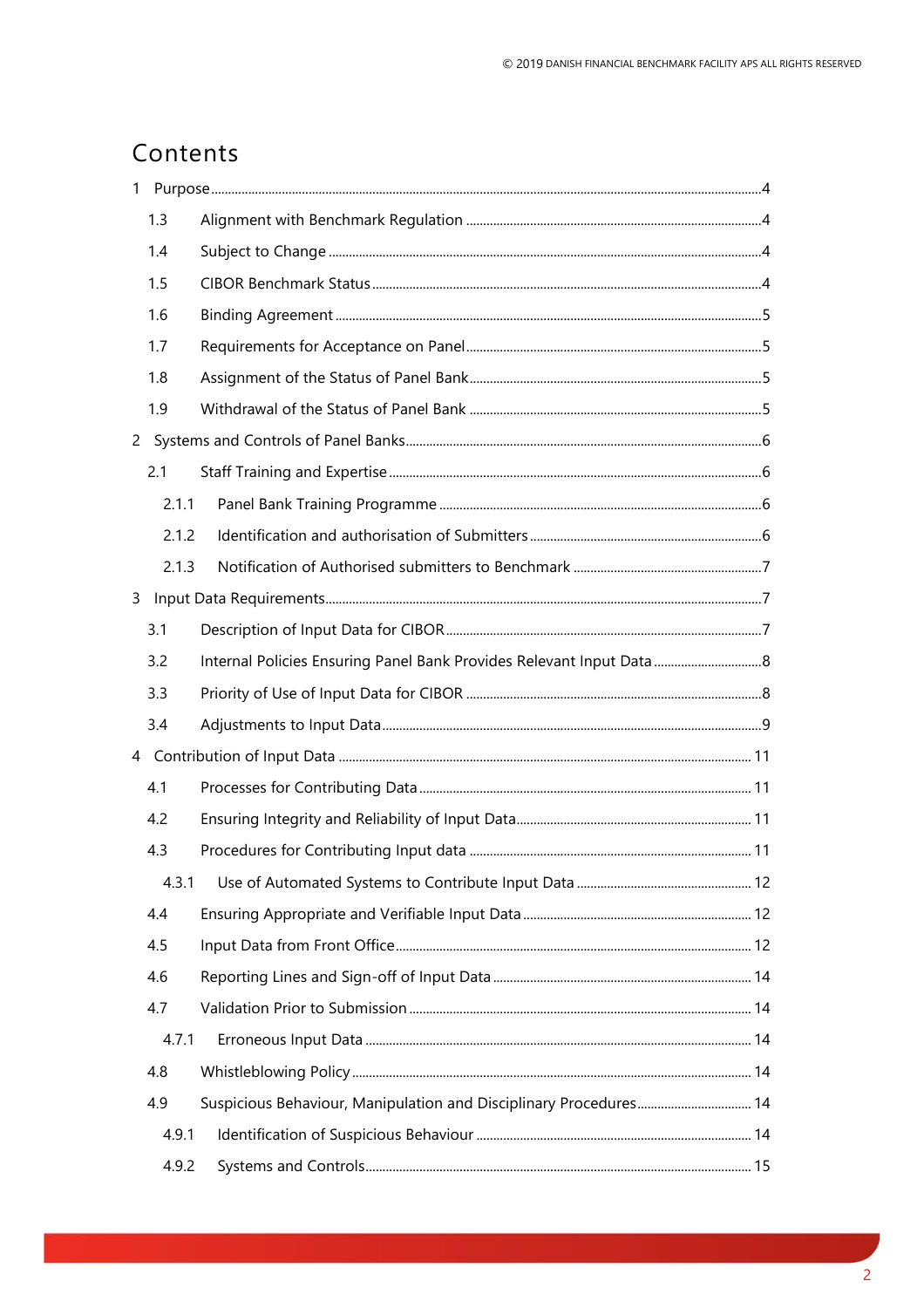# Contents

1 Purpose ....4

- 1.3 Alignment with Benchmark Regulation ....4
- 1.4 Subject to Change ....4
- 1.5 CIBOR Benchmark Status ....4
- 1.6 Binding Agreement ....5
- 1.7 Requirements for Acceptance on Panel ....5
- 1.8 Assignment of the Status of Panel Bank ....5
- 1.9 Withdrawal of the Status of Panel Bank ....5

2 Systems and Controls of Panel Banks ....6

- 2.1 Staff Training and Expertise ....6
  - 2.1.1 Panel Bank Training Programme ....6
  - 2.1.2 Identification and authorisation of Submitters ....6
  - 2.1.3 Notification of Authorised submitters to Benchmark ....7

3 Input Data Requirements ....7

- 3.1 Description of Input Data for CIBOR ....7
- 3.2 Internal Policies Ensuring Panel Bank Provides Relevant Input Data ....8
- 3.3 Priority of Use of Input Data for CIBOR ....8
- 3.4 Adjustments to Input Data ....9

4 Contribution of Input Data ....11

- 4.1 Processes for Contributing Data ....11
- 4.2 Ensuring Integrity and Reliability of Input Data ....11
- 4.3 Procedures for Contributing Input data ....11
  - 4.3.1 Use of Automated Systems to Contribute Input Data ....12
- 4.4 Ensuring Appropriate and Verifiable Input Data ....12
- 4.5 Input Data from Front Office ....12
- 4.6 Reporting Lines and Sign-off of Input Data ....14
- 4.7 Validation Prior to Submission ....14
  - 4.7.1 Erroneous Input Data ....14
- 4.8 Whistleblowing Policy ....14
- 4.9 Suspicious Behaviour, Manipulation and Disciplinary Procedures ....14
  - 4.9.1 Identification of Suspicious Behaviour ....14
  - 4.9.2 Systems and Controls ....15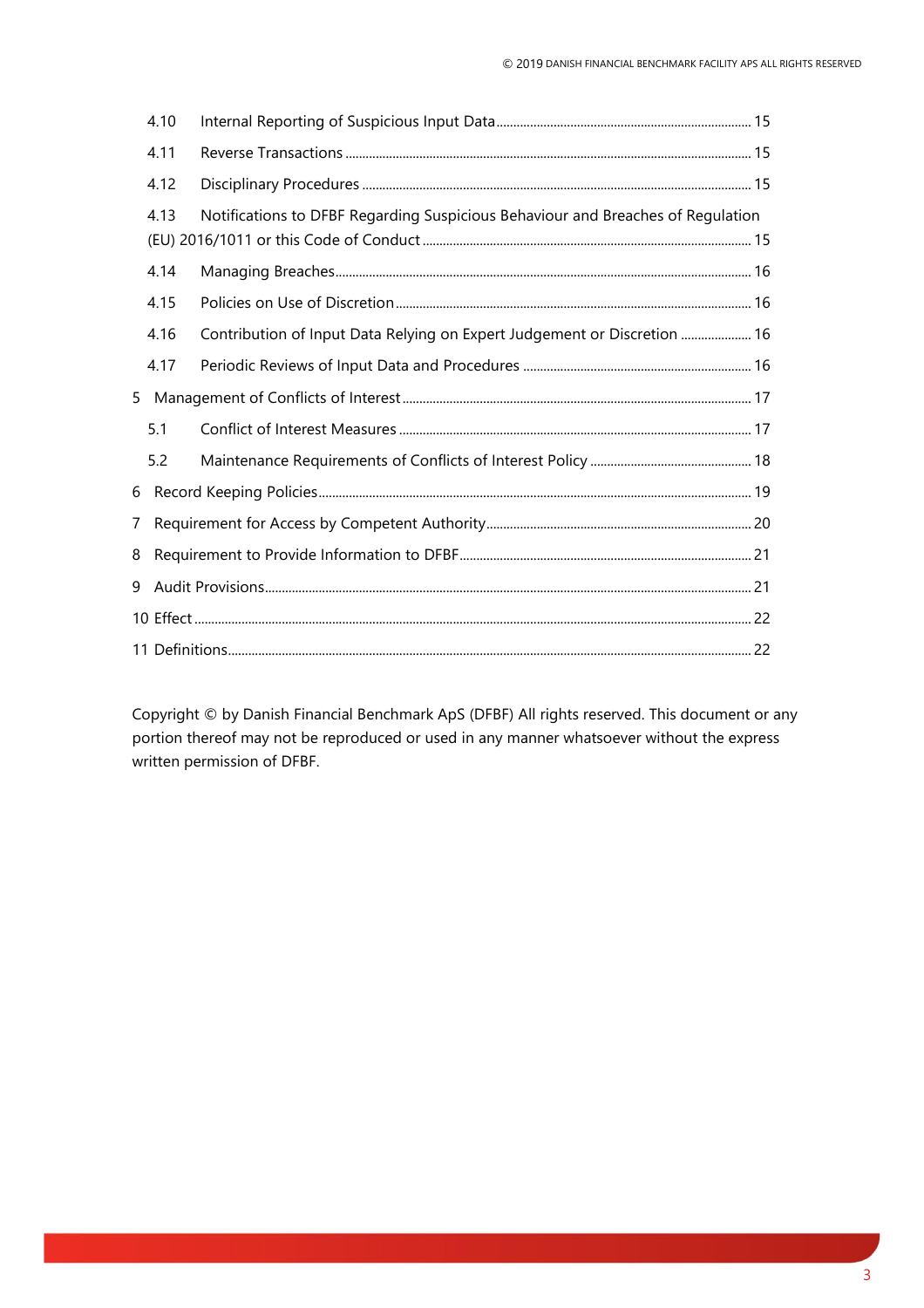4.10 Internal Reporting of Suspicious Input Data ........................................................ 15

4.11 Reverse Transactions ........................................................................................ 15

4.12 Disciplinary Procedures ..................................................................................... 15

4.13 Notifications to DFBF Regarding Suspicious Behaviour and Breaches of Regulation (EU) 2016/1011 or this Code of Conduct ........................................................................ 15

4.14 Managing Breaches............................................................................................ 16

4.15 Policies on Use of Discretion.............................................................................. 16

4.16 Contribution of Input Data Relying on Expert Judgement or Discretion ..................... 16

4.17 Periodic Reviews of Input Data and Procedures ..................................................... 16

5 Management of Conflicts of Interest ............................................................................ 17

5.1 Conflict of Interest Measures .............................................................................. 17

5.2 Maintenance Requirements of Conflicts of Interest Policy ........................................ 18

6 Record Keeping Policies.............................................................................................. 19

7 Requirement for Access by Competent Authority............................................................ 20

8 Requirement to Provide Information to DFBF................................................................. 21

9 Audit Provisions......................................................................................................... 21

10 Effect ..................................................................................................................... 22

11 Definitions.............................................................................................................. 22

Copyright © by Danish Financial Benchmark ApS (DFBF) All rights reserved. This document or any portion thereof may not be reproduced or used in any manner whatsoever without the express written permission of DFBF.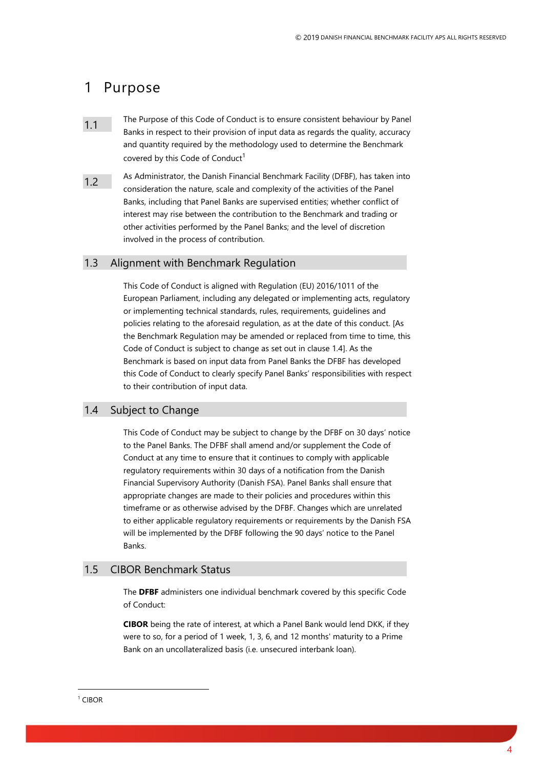# 1 Purpose

1.1 The Purpose of this Code of Conduct is to ensure consistent behaviour by Panel Banks in respect to their provision of input data as regards the quality, accuracy and quantity required by the methodology used to determine the Benchmark covered by this Code of Conduct[1]

1.2 As Administrator, the Danish Financial Benchmark Facility (DFBF), has taken into consideration the nature, scale and complexity of the activities of the Panel Banks, including that Panel Banks are supervised entities; whether conflict of interest may rise between the contribution to the Benchmark and trading or other activities performed by the Panel Banks; and the level of discretion involved in the process of contribution.

## 1.3 Alignment with Benchmark Regulation

This Code of Conduct is aligned with Regulation (EU) 2016/1011 of the European Parliament, including any delegated or implementing acts, regulatory or implementing technical standards, rules, requirements, guidelines and policies relating to the aforesaid regulation, as at the date of this conduct. [As the Benchmark Regulation may be amended or replaced from time to time, this Code of Conduct is subject to change as set out in clause 1.4]. As the Benchmark is based on input data from Panel Banks the DFBF has developed this Code of Conduct to clearly specify Panel Banks' responsibilities with respect to their contribution of input data.

## 1.4 Subject to Change

This Code of Conduct may be subject to change by the DFBF on 30 days' notice to the Panel Banks. The DFBF shall amend and/or supplement the Code of Conduct at any time to ensure that it continues to comply with applicable regulatory requirements within 30 days of a notification from the Danish Financial Supervisory Authority (Danish FSA). Panel Banks shall ensure that appropriate changes are made to their policies and procedures within this timeframe or as otherwise advised by the DFBF. Changes which are unrelated to either applicable regulatory requirements or requirements by the Danish FSA will be implemented by the DFBF following the 90 days' notice to the Panel Banks.

## 1.5 CIBOR Benchmark Status

The **DFBF** administers one individual benchmark covered by this specific Code of Conduct:

**CIBOR** being the rate of interest, at which a Panel Bank would lend DKK, if they were to so, for a period of 1 week, 1, 3, 6, and 12 months' maturity to a Prime Bank on an uncollateralized basis (i.e. unsecured interbank loan).

---

[1] CIBOR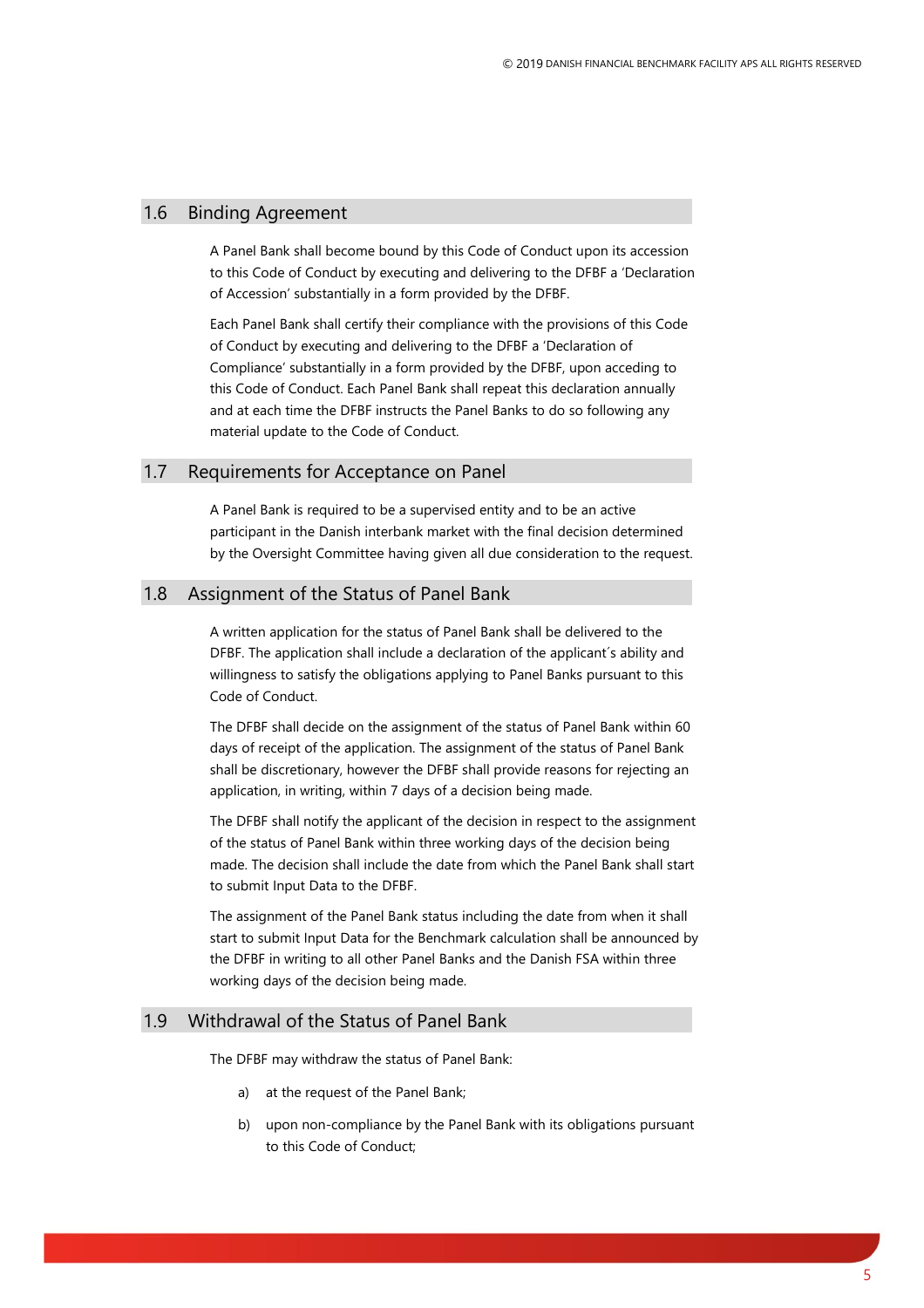## 1.6 Binding Agreement

A Panel Bank shall become bound by this Code of Conduct upon its accession to this Code of Conduct by executing and delivering to the DFBF a 'Declaration of Accession' substantially in a form provided by the DFBF.

Each Panel Bank shall certify their compliance with the provisions of this Code of Conduct by executing and delivering to the DFBF a 'Declaration of Compliance' substantially in a form provided by the DFBF, upon acceding to this Code of Conduct. Each Panel Bank shall repeat this declaration annually and at each time the DFBF instructs the Panel Banks to do so following any material update to the Code of Conduct.

## 1.7 Requirements for Acceptance on Panel

A Panel Bank is required to be a supervised entity and to be an active participant in the Danish interbank market with the final decision determined by the Oversight Committee having given all due consideration to the request.

## 1.8 Assignment of the Status of Panel Bank

A written application for the status of Panel Bank shall be delivered to the DFBF. The application shall include a declaration of the applicant´s ability and willingness to satisfy the obligations applying to Panel Banks pursuant to this Code of Conduct.

The DFBF shall decide on the assignment of the status of Panel Bank within 60 days of receipt of the application. The assignment of the status of Panel Bank shall be discretionary, however the DFBF shall provide reasons for rejecting an application, in writing, within 7 days of a decision being made.

The DFBF shall notify the applicant of the decision in respect to the assignment of the status of Panel Bank within three working days of the decision being made. The decision shall include the date from which the Panel Bank shall start to submit Input Data to the DFBF.

The assignment of the Panel Bank status including the date from when it shall start to submit Input Data for the Benchmark calculation shall be announced by the DFBF in writing to all other Panel Banks and the Danish FSA within three working days of the decision being made.

## 1.9 Withdrawal of the Status of Panel Bank

The DFBF may withdraw the status of Panel Bank:

a) at the request of the Panel Bank;

b) upon non-compliance by the Panel Bank with its obligations pursuant to this Code of Conduct;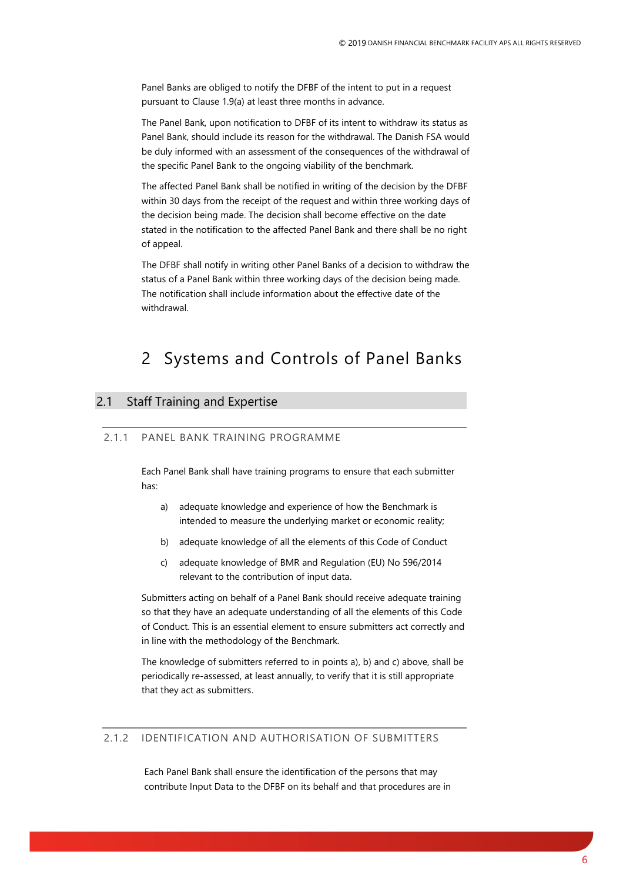Panel Banks are obliged to notify the DFBF of the intent to put in a request pursuant to Clause 1.9(a) at least three months in advance.

The Panel Bank, upon notification to DFBF of its intent to withdraw its status as Panel Bank, should include its reason for the withdrawal. The Danish FSA would be duly informed with an assessment of the consequences of the withdrawal of the specific Panel Bank to the ongoing viability of the benchmark.

The affected Panel Bank shall be notified in writing of the decision by the DFBF within 30 days from the receipt of the request and within three working days of the decision being made. The decision shall become effective on the date stated in the notification to the affected Panel Bank and there shall be no right of appeal.

The DFBF shall notify in writing other Panel Banks of a decision to withdraw the status of a Panel Bank within three working days of the decision being made. The notification shall include information about the effective date of the withdrawal.

# 2 Systems and Controls of Panel Banks

## 2.1 Staff Training and Expertise

### 2.1.1 PANEL BANK TRAINING PROGRAMME

Each Panel Bank shall have training programs to ensure that each submitter has:

a) adequate knowledge and experience of how the Benchmark is intended to measure the underlying market or economic reality;

b) adequate knowledge of all the elements of this Code of Conduct

c) adequate knowledge of BMR and Regulation (EU) No 596/2014 relevant to the contribution of input data.

Submitters acting on behalf of a Panel Bank should receive adequate training so that they have an adequate understanding of all the elements of this Code of Conduct. This is an essential element to ensure submitters act correctly and in line with the methodology of the Benchmark.

The knowledge of submitters referred to in points a), b) and c) above, shall be periodically re-assessed, at least annually, to verify that it is still appropriate that they act as submitters.

### 2.1.2 IDENTIFICATION AND AUTHORISATION OF SUBMITTERS

Each Panel Bank shall ensure the identification of the persons that may contribute Input Data to the DFBF on its behalf and that procedures are in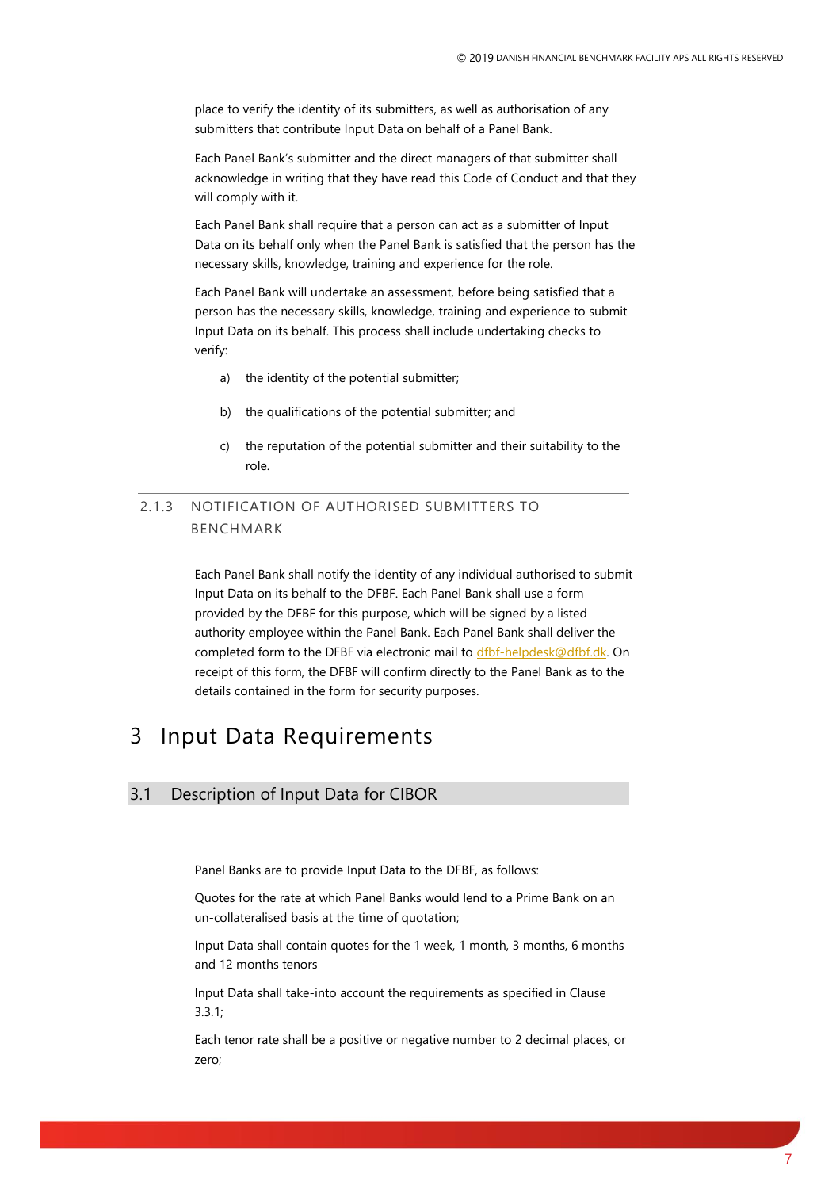place to verify the identity of its submitters, as well as authorisation of any submitters that contribute Input Data on behalf of a Panel Bank.

Each Panel Bank's submitter and the direct managers of that submitter shall acknowledge in writing that they have read this Code of Conduct and that they will comply with it.

Each Panel Bank shall require that a person can act as a submitter of Input Data on its behalf only when the Panel Bank is satisfied that the person has the necessary skills, knowledge, training and experience for the role.

Each Panel Bank will undertake an assessment, before being satisfied that a person has the necessary skills, knowledge, training and experience to submit Input Data on its behalf. This process shall include undertaking checks to verify:

a) the identity of the potential submitter;

b) the qualifications of the potential submitter; and

c) the reputation of the potential submitter and their suitability to the role.

### 2.1.3 NOTIFICATION OF AUTHORISED SUBMITTERS TO BENCHMARK

Each Panel Bank shall notify the identity of any individual authorised to submit Input Data on its behalf to the DFBF. Each Panel Bank shall use a form provided by the DFBF for this purpose, which will be signed by a listed authority employee within the Panel Bank. Each Panel Bank shall deliver the completed form to the DFBF via electronic mail to dfbf-helpdesk@dfbf.dk. On receipt of this form, the DFBF will confirm directly to the Panel Bank as to the details contained in the form for security purposes.

# 3 Input Data Requirements

## 3.1 Description of Input Data for CIBOR

Panel Banks are to provide Input Data to the DFBF, as follows:

Quotes for the rate at which Panel Banks would lend to a Prime Bank on an un-collateralised basis at the time of quotation;

Input Data shall contain quotes for the 1 week, 1 month, 3 months, 6 months and 12 months tenors

Input Data shall take-into account the requirements as specified in Clause 3.3.1;

Each tenor rate shall be a positive or negative number to 2 decimal places, or zero;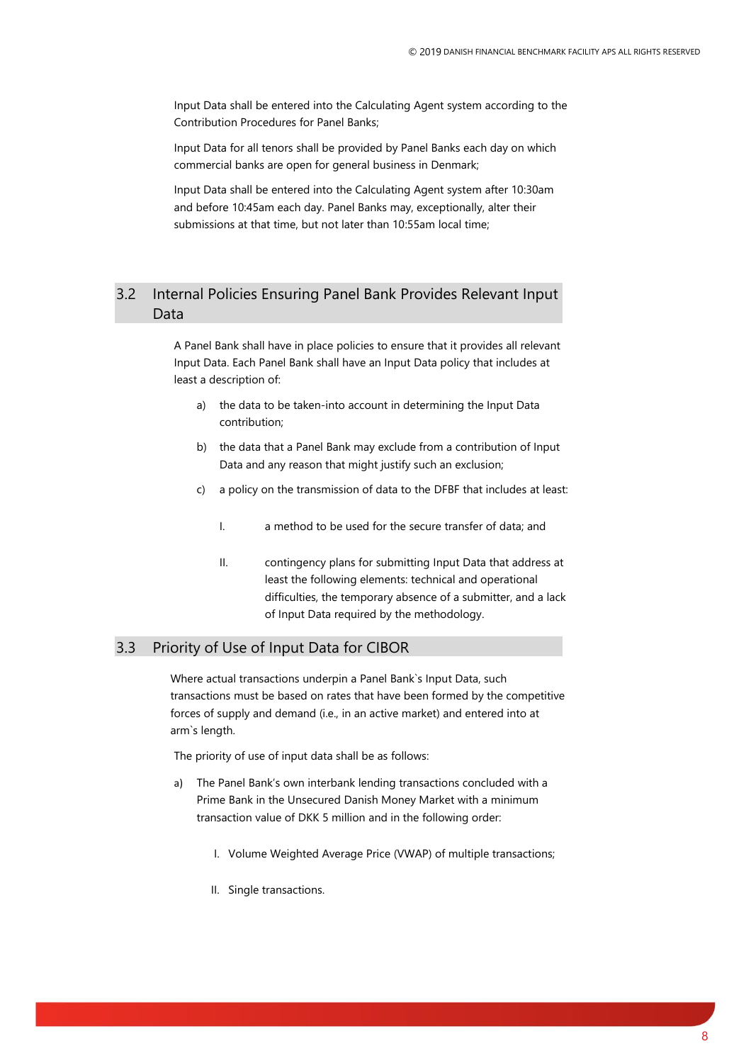Input Data shall be entered into the Calculating Agent system according to the Contribution Procedures for Panel Banks;

Input Data for all tenors shall be provided by Panel Banks each day on which commercial banks are open for general business in Denmark;

Input Data shall be entered into the Calculating Agent system after 10:30am and before 10:45am each day. Panel Banks may, exceptionally, alter their submissions at that time, but not later than 10:55am local time;

## 3.2 Internal Policies Ensuring Panel Bank Provides Relevant Input Data

A Panel Bank shall have in place policies to ensure that it provides all relevant Input Data. Each Panel Bank shall have an Input Data policy that includes at least a description of:

a) the data to be taken-into account in determining the Input Data contribution;

b) the data that a Panel Bank may exclude from a contribution of Input Data and any reason that might justify such an exclusion;

c) a policy on the transmission of data to the DFBF that includes at least:

   I. a method to be used for the secure transfer of data; and

   II. contingency plans for submitting Input Data that address at least the following elements: technical and operational difficulties, the temporary absence of a submitter, and a lack of Input Data required by the methodology.

## 3.3 Priority of Use of Input Data for CIBOR

Where actual transactions underpin a Panel Bank`s Input Data, such transactions must be based on rates that have been formed by the competitive forces of supply and demand (i.e., in an active market) and entered into at arm`s length.

The priority of use of input data shall be as follows:

a) The Panel Bank's own interbank lending transactions concluded with a Prime Bank in the Unsecured Danish Money Market with a minimum transaction value of DKK 5 million and in the following order:

   I. Volume Weighted Average Price (VWAP) of multiple transactions;

   II. Single transactions.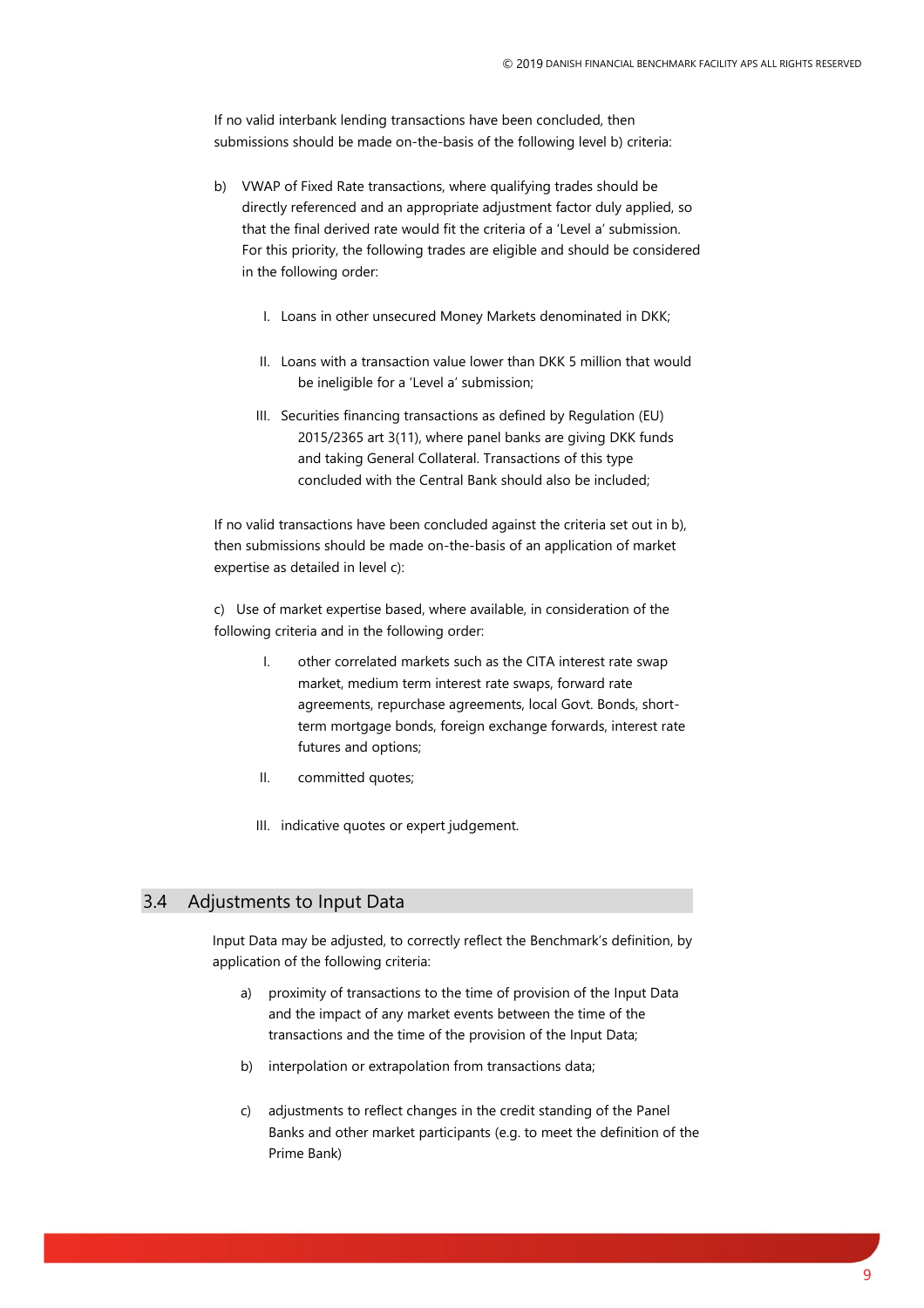If no valid interbank lending transactions have been concluded, then submissions should be made on-the-basis of the following level b) criteria:

b) VWAP of Fixed Rate transactions, where qualifying trades should be directly referenced and an appropriate adjustment factor duly applied, so that the final derived rate would fit the criteria of a 'Level a' submission. For this priority, the following trades are eligible and should be considered in the following order:

   I. Loans in other unsecured Money Markets denominated in DKK;

   II. Loans with a transaction value lower than DKK 5 million that would be ineligible for a 'Level a' submission;

   III. Securities financing transactions as defined by Regulation (EU) 2015/2365 art 3(11), where panel banks are giving DKK funds and taking General Collateral. Transactions of this type concluded with the Central Bank should also be included;

If no valid transactions have been concluded against the criteria set out in b), then submissions should be made on-the-basis of an application of market expertise as detailed in level c):

c) Use of market expertise based, where available, in consideration of the following criteria and in the following order:

   I. other correlated markets such as the CITA interest rate swap market, medium term interest rate swaps, forward rate agreements, repurchase agreements, local Govt. Bonds, short-term mortgage bonds, foreign exchange forwards, interest rate futures and options;

   II. committed quotes;

   III. indicative quotes or expert judgement.

## 3.4 Adjustments to Input Data

Input Data may be adjusted, to correctly reflect the Benchmark's definition, by application of the following criteria:

a) proximity of transactions to the time of provision of the Input Data and the impact of any market events between the time of the transactions and the time of the provision of the Input Data;

b) interpolation or extrapolation from transactions data;

c) adjustments to reflect changes in the credit standing of the Panel Banks and other market participants (e.g. to meet the definition of the Prime Bank)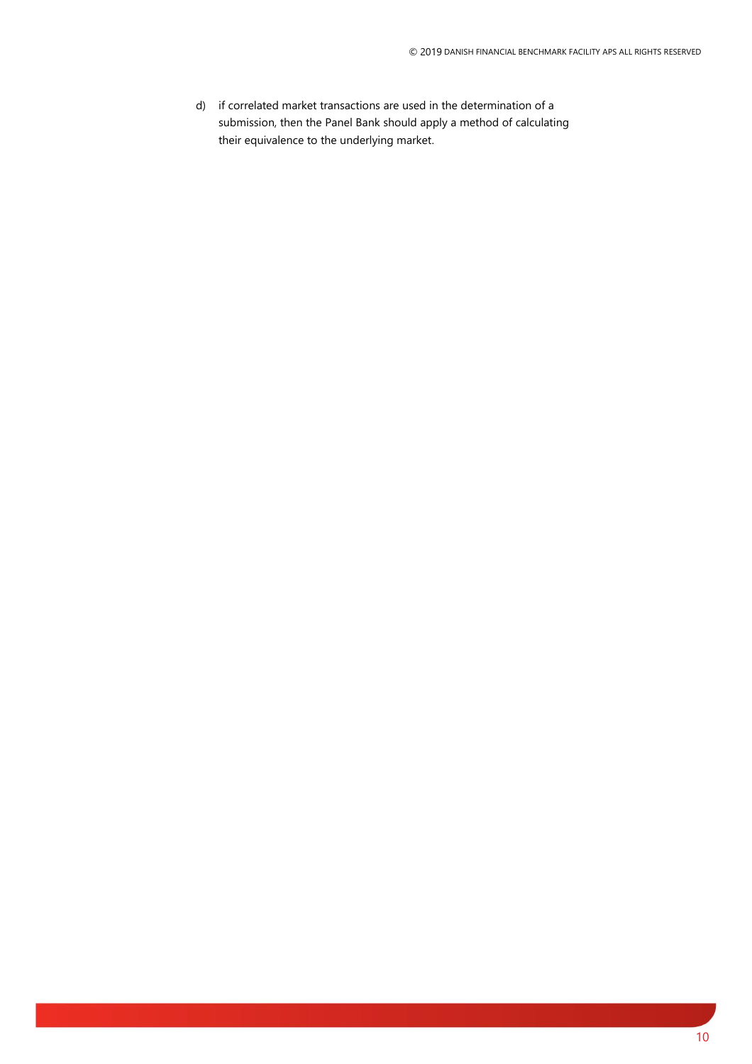d) if correlated market transactions are used in the determination of a submission, then the Panel Bank should apply a method of calculating their equivalence to the underlying market.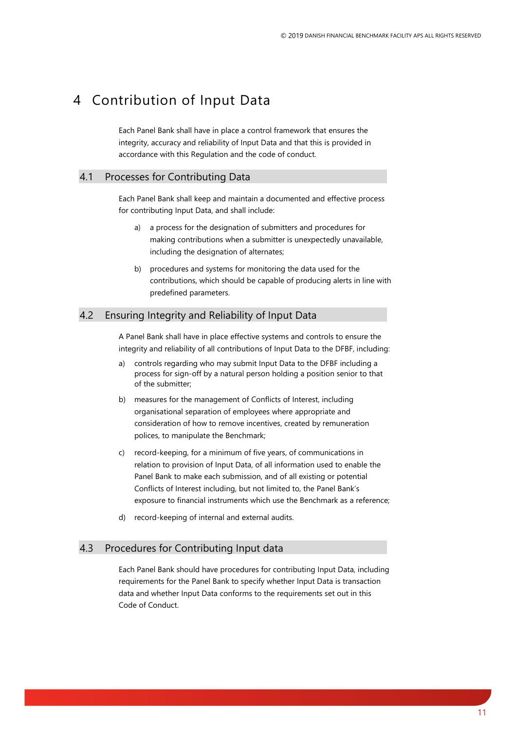# 4 Contribution of Input Data

Each Panel Bank shall have in place a control framework that ensures the integrity, accuracy and reliability of Input Data and that this is provided in accordance with this Regulation and the code of conduct.

## 4.1 Processes for Contributing Data

Each Panel Bank shall keep and maintain a documented and effective process for contributing Input Data, and shall include:

a) a process for the designation of submitters and procedures for making contributions when a submitter is unexpectedly unavailable, including the designation of alternates;

b) procedures and systems for monitoring the data used for the contributions, which should be capable of producing alerts in line with predefined parameters.

## 4.2 Ensuring Integrity and Reliability of Input Data

A Panel Bank shall have in place effective systems and controls to ensure the integrity and reliability of all contributions of Input Data to the DFBF, including:

a) controls regarding who may submit Input Data to the DFBF including a process for sign-off by a natural person holding a position senior to that of the submitter;

b) measures for the management of Conflicts of Interest, including organisational separation of employees where appropriate and consideration of how to remove incentives, created by remuneration polices, to manipulate the Benchmark;

c) record-keeping, for a minimum of five years, of communications in relation to provision of Input Data, of all information used to enable the Panel Bank to make each submission, and of all existing or potential Conflicts of Interest including, but not limited to, the Panel Bank's exposure to financial instruments which use the Benchmark as a reference;

d) record-keeping of internal and external audits.

## 4.3 Procedures for Contributing Input data

Each Panel Bank should have procedures for contributing Input Data, including requirements for the Panel Bank to specify whether Input Data is transaction data and whether Input Data conforms to the requirements set out in this Code of Conduct.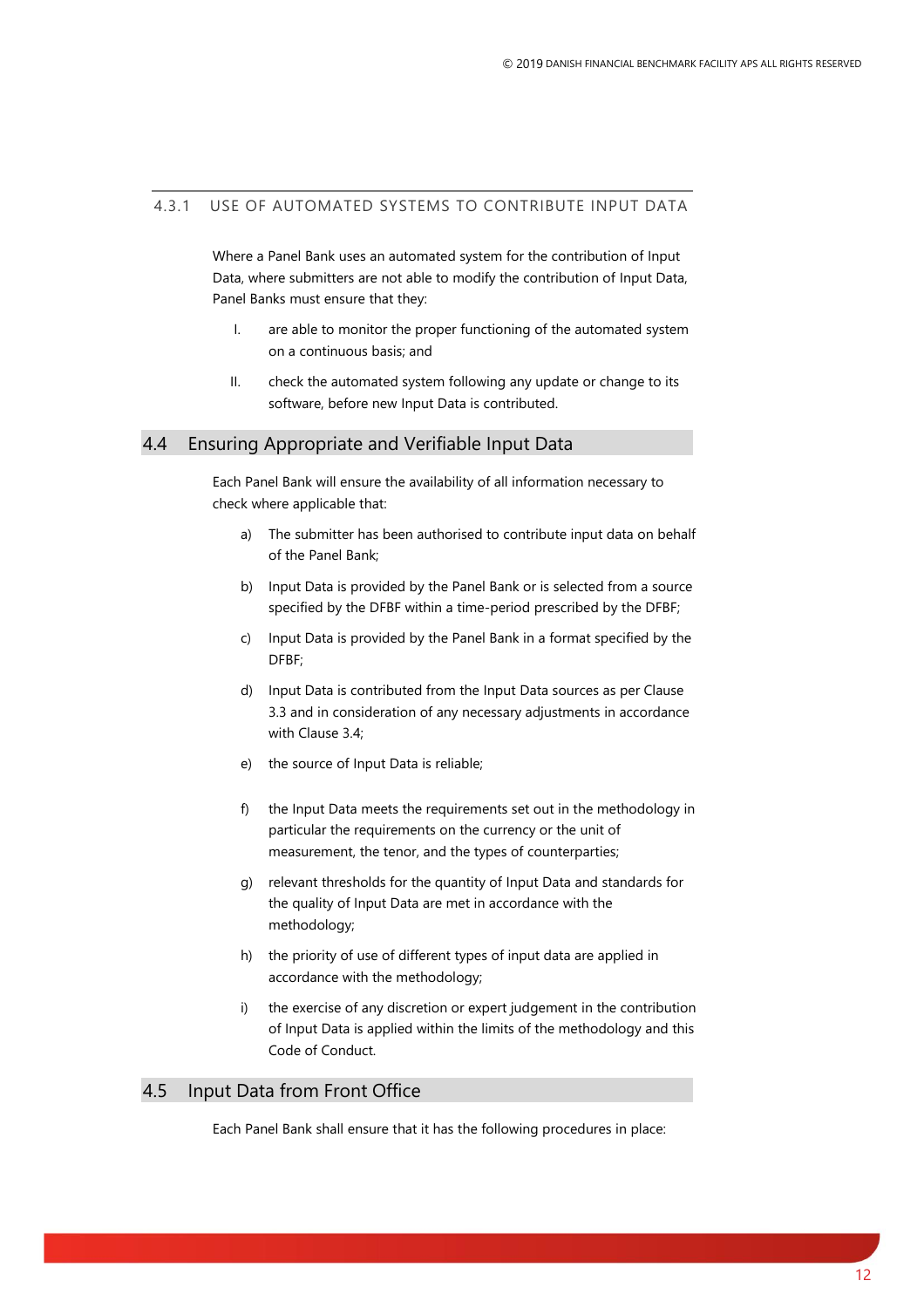#### 4.3.1 USE OF AUTOMATED SYSTEMS TO CONTRIBUTE INPUT DATA

Where a Panel Bank uses an automated system for the contribution of Input Data, where submitters are not able to modify the contribution of Input Data, Panel Banks must ensure that they:

I. are able to monitor the proper functioning of the automated system on a continuous basis; and

II. check the automated system following any update or change to its software, before new Input Data is contributed.

## 4.4 Ensuring Appropriate and Verifiable Input Data

Each Panel Bank will ensure the availability of all information necessary to check where applicable that:

a) The submitter has been authorised to contribute input data on behalf of the Panel Bank;

b) Input Data is provided by the Panel Bank or is selected from a source specified by the DFBF within a time-period prescribed by the DFBF;

c) Input Data is provided by the Panel Bank in a format specified by the DFBF;

d) Input Data is contributed from the Input Data sources as per Clause 3.3 and in consideration of any necessary adjustments in accordance with Clause 3.4;

e) the source of Input Data is reliable;

f) the Input Data meets the requirements set out in the methodology in particular the requirements on the currency or the unit of measurement, the tenor, and the types of counterparties;

g) relevant thresholds for the quantity of Input Data and standards for the quality of Input Data are met in accordance with the methodology;

h) the priority of use of different types of input data are applied in accordance with the methodology;

i) the exercise of any discretion or expert judgement in the contribution of Input Data is applied within the limits of the methodology and this Code of Conduct.

## 4.5 Input Data from Front Office

Each Panel Bank shall ensure that it has the following procedures in place: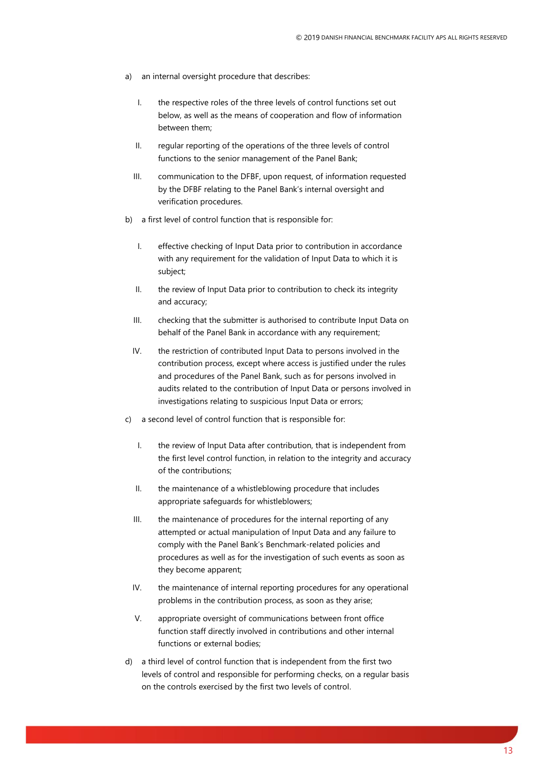a) an internal oversight procedure that describes:

   I. the respective roles of the three levels of control functions set out below, as well as the means of cooperation and flow of information between them;

   II. regular reporting of the operations of the three levels of control functions to the senior management of the Panel Bank;

   III. communication to the DFBF, upon request, of information requested by the DFBF relating to the Panel Bank's internal oversight and verification procedures.

b) a first level of control function that is responsible for:

   I. effective checking of Input Data prior to contribution in accordance with any requirement for the validation of Input Data to which it is subject;

   II. the review of Input Data prior to contribution to check its integrity and accuracy;

   III. checking that the submitter is authorised to contribute Input Data on behalf of the Panel Bank in accordance with any requirement;

   IV. the restriction of contributed Input Data to persons involved in the contribution process, except where access is justified under the rules and procedures of the Panel Bank, such as for persons involved in audits related to the contribution of Input Data or persons involved in investigations relating to suspicious Input Data or errors;

c) a second level of control function that is responsible for:

   I. the review of Input Data after contribution, that is independent from the first level control function, in relation to the integrity and accuracy of the contributions;

   II. the maintenance of a whistleblowing procedure that includes appropriate safeguards for whistleblowers;

   III. the maintenance of procedures for the internal reporting of any attempted or actual manipulation of Input Data and any failure to comply with the Panel Bank's Benchmark-related policies and procedures as well as for the investigation of such events as soon as they become apparent;

   IV. the maintenance of internal reporting procedures for any operational problems in the contribution process, as soon as they arise;

   V. appropriate oversight of communications between front office function staff directly involved in contributions and other internal functions or external bodies;

d) a third level of control function that is independent from the first two levels of control and responsible for performing checks, on a regular basis on the controls exercised by the first two levels of control.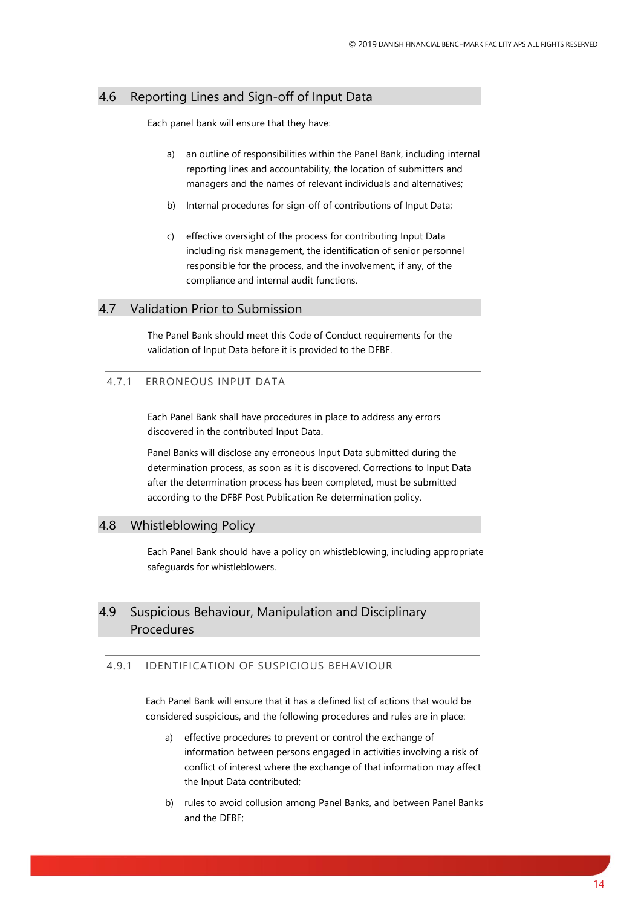## 4.6 Reporting Lines and Sign-off of Input Data

Each panel bank will ensure that they have:

a) an outline of responsibilities within the Panel Bank, including internal reporting lines and accountability, the location of submitters and managers and the names of relevant individuals and alternatives;

b) Internal procedures for sign-off of contributions of Input Data;

c) effective oversight of the process for contributing Input Data including risk management, the identification of senior personnel responsible for the process, and the involvement, if any, of the compliance and internal audit functions.

## 4.7 Validation Prior to Submission

The Panel Bank should meet this Code of Conduct requirements for the validation of Input Data before it is provided to the DFBF.

### 4.7.1 ERRONEOUS INPUT DATA

Each Panel Bank shall have procedures in place to address any errors discovered in the contributed Input Data.

Panel Banks will disclose any erroneous Input Data submitted during the determination process, as soon as it is discovered. Corrections to Input Data after the determination process has been completed, must be submitted according to the DFBF Post Publication Re-determination policy.

## 4.8 Whistleblowing Policy

Each Panel Bank should have a policy on whistleblowing, including appropriate safeguards for whistleblowers.

## 4.9 Suspicious Behaviour, Manipulation and Disciplinary Procedures

### 4.9.1 IDENTIFICATION OF SUSPICIOUS BEHAVIOUR

Each Panel Bank will ensure that it has a defined list of actions that would be considered suspicious, and the following procedures and rules are in place:

a) effective procedures to prevent or control the exchange of information between persons engaged in activities involving a risk of conflict of interest where the exchange of that information may affect the Input Data contributed;

b) rules to avoid collusion among Panel Banks, and between Panel Banks and the DFBF;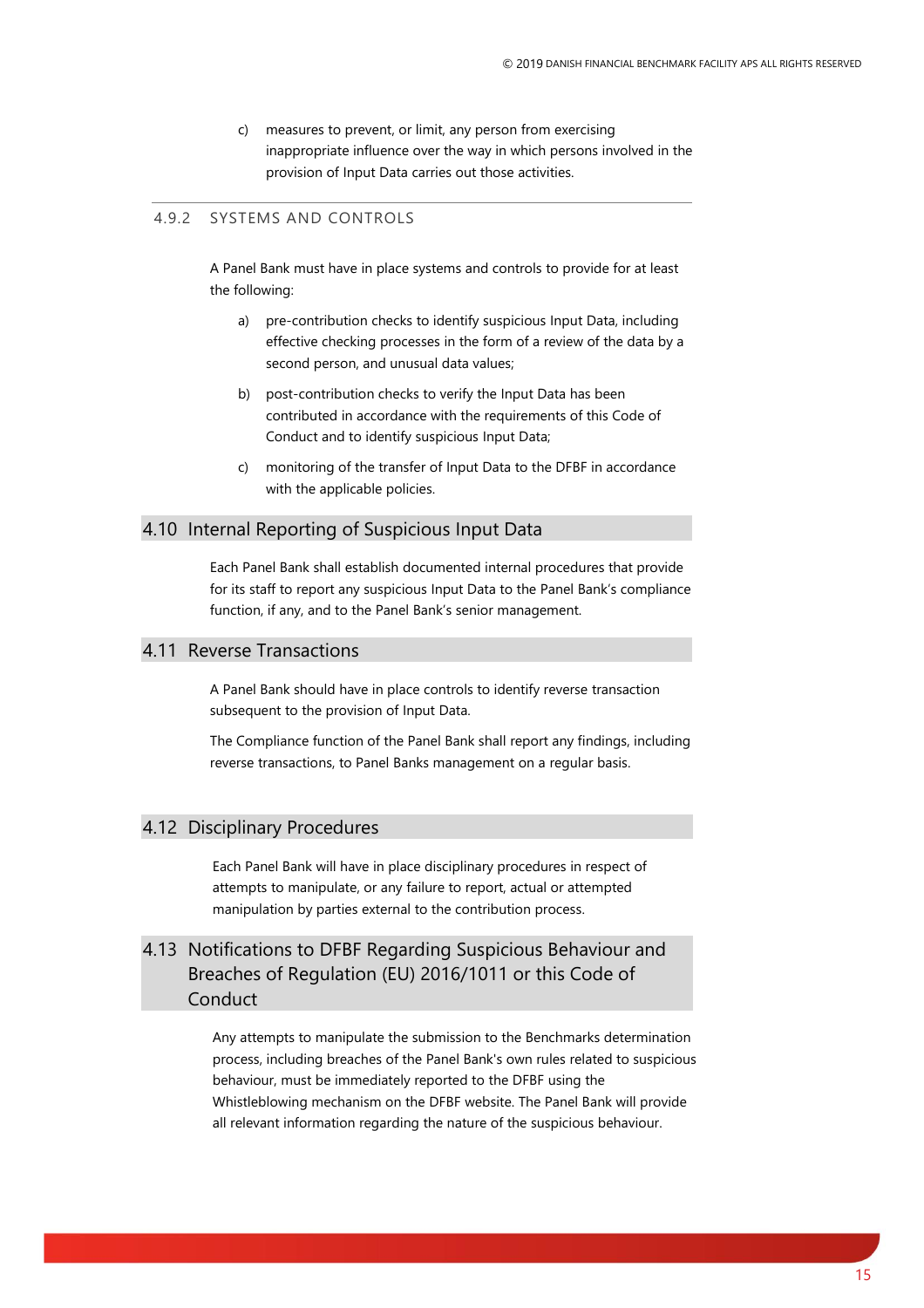c) measures to prevent, or limit, any person from exercising inappropriate influence over the way in which persons involved in the provision of Input Data carries out those activities.

### 4.9.2 SYSTEMS AND CONTROLS

A Panel Bank must have in place systems and controls to provide for at least the following:

a) pre-contribution checks to identify suspicious Input Data, including effective checking processes in the form of a review of the data by a second person, and unusual data values;

b) post-contribution checks to verify the Input Data has been contributed in accordance with the requirements of this Code of Conduct and to identify suspicious Input Data;

c) monitoring of the transfer of Input Data to the DFBF in accordance with the applicable policies.

## 4.10 Internal Reporting of Suspicious Input Data

Each Panel Bank shall establish documented internal procedures that provide for its staff to report any suspicious Input Data to the Panel Bank's compliance function, if any, and to the Panel Bank's senior management.

## 4.11 Reverse Transactions

A Panel Bank should have in place controls to identify reverse transaction subsequent to the provision of Input Data.

The Compliance function of the Panel Bank shall report any findings, including reverse transactions, to Panel Banks management on a regular basis.

## 4.12 Disciplinary Procedures

Each Panel Bank will have in place disciplinary procedures in respect of attempts to manipulate, or any failure to report, actual or attempted manipulation by parties external to the contribution process.

## 4.13 Notifications to DFBF Regarding Suspicious Behaviour and Breaches of Regulation (EU) 2016/1011 or this Code of Conduct

Any attempts to manipulate the submission to the Benchmarks determination process, including breaches of the Panel Bank's own rules related to suspicious behaviour, must be immediately reported to the DFBF using the Whistleblowing mechanism on the DFBF website. The Panel Bank will provide all relevant information regarding the nature of the suspicious behaviour.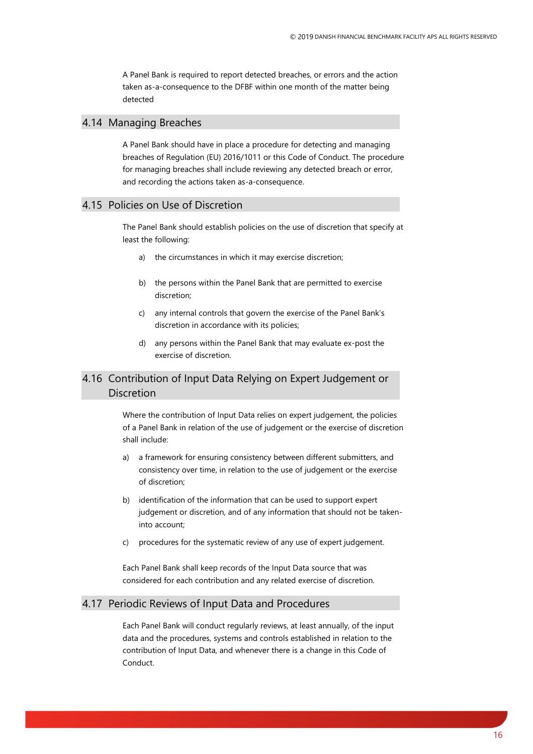A Panel Bank is required to report detected breaches, or errors and the action taken as-a-consequence to the DFBF within one month of the matter being detected

## 4.14 Managing Breaches

A Panel Bank should have in place a procedure for detecting and managing breaches of Regulation (EU) 2016/1011 or this Code of Conduct. The procedure for managing breaches shall include reviewing any detected breach or error, and recording the actions taken as-a-consequence.

## 4.15 Policies on Use of Discretion

The Panel Bank should establish policies on the use of discretion that specify at least the following:

a) the circumstances in which it may exercise discretion;

b) the persons within the Panel Bank that are permitted to exercise discretion;

c) any internal controls that govern the exercise of the Panel Bank's discretion in accordance with its policies;

d) any persons within the Panel Bank that may evaluate ex-post the exercise of discretion.

## 4.16 Contribution of Input Data Relying on Expert Judgement or Discretion

Where the contribution of Input Data relies on expert judgement, the policies of a Panel Bank in relation of the use of judgement or the exercise of discretion shall include:

a) a framework for ensuring consistency between different submitters, and consistency over time, in relation to the use of judgement or the exercise of discretion;

b) identification of the information that can be used to support expert judgement or discretion, and of any information that should not be taken-into account;

c) procedures for the systematic review of any use of expert judgement.

Each Panel Bank shall keep records of the Input Data source that was considered for each contribution and any related exercise of discretion.

## 4.17 Periodic Reviews of Input Data and Procedures

Each Panel Bank will conduct regularly reviews, at least annually, of the input data and the procedures, systems and controls established in relation to the contribution of Input Data, and whenever there is a change in this Code of Conduct.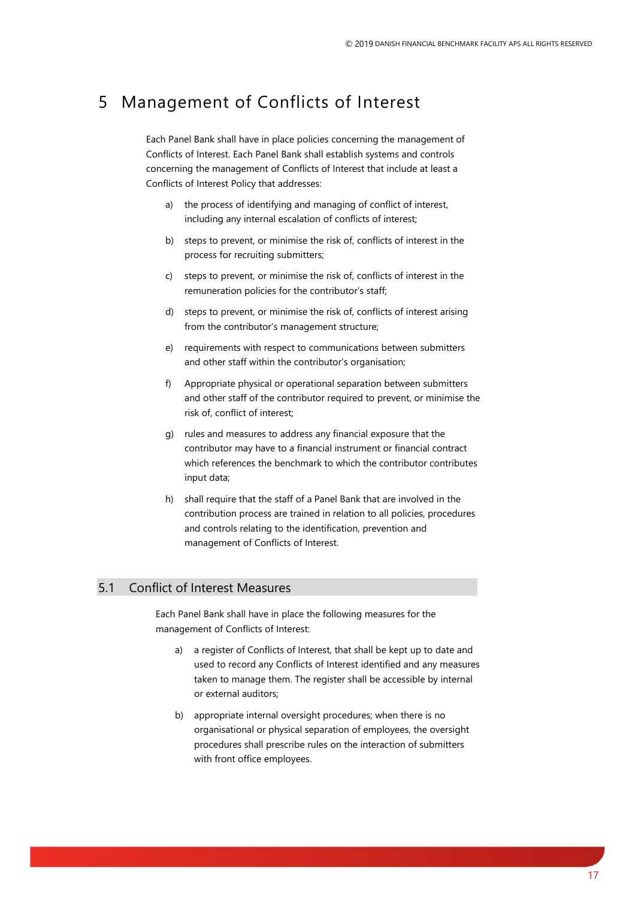# 5 Management of Conflicts of Interest

Each Panel Bank shall have in place policies concerning the management of Conflicts of Interest. Each Panel Bank shall establish systems and controls concerning the management of Conflicts of Interest that include at least a Conflicts of Interest Policy that addresses:

a) the process of identifying and managing of conflict of interest, including any internal escalation of conflicts of interest;

b) steps to prevent, or minimise the risk of, conflicts of interest in the process for recruiting submitters;

c) steps to prevent, or minimise the risk of, conflicts of interest in the remuneration policies for the contributor's staff;

d) steps to prevent, or minimise the risk of, conflicts of interest arising from the contributor's management structure;

e) requirements with respect to communications between submitters and other staff within the contributor's organisation;

f) Appropriate physical or operational separation between submitters and other staff of the contributor required to prevent, or minimise the risk of, conflict of interest;

g) rules and measures to address any financial exposure that the contributor may have to a financial instrument or financial contract which references the benchmark to which the contributor contributes input data;

h) shall require that the staff of a Panel Bank that are involved in the contribution process are trained in relation to all policies, procedures and controls relating to the identification, prevention and management of Conflicts of Interest.

## 5.1 Conflict of Interest Measures

Each Panel Bank shall have in place the following measures for the management of Conflicts of Interest:

a) a register of Conflicts of Interest, that shall be kept up to date and used to record any Conflicts of Interest identified and any measures taken to manage them. The register shall be accessible by internal or external auditors;

b) appropriate internal oversight procedures; when there is no organisational or physical separation of employees, the oversight procedures shall prescribe rules on the interaction of submitters with front office employees.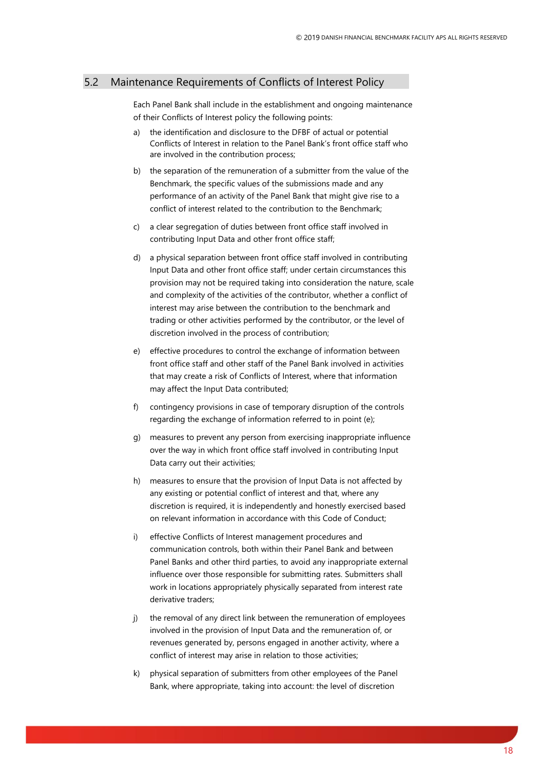## 5.2 Maintenance Requirements of Conflicts of Interest Policy

Each Panel Bank shall include in the establishment and ongoing maintenance of their Conflicts of Interest policy the following points:

a) the identification and disclosure to the DFBF of actual or potential Conflicts of Interest in relation to the Panel Bank's front office staff who are involved in the contribution process;

b) the separation of the remuneration of a submitter from the value of the Benchmark, the specific values of the submissions made and any performance of an activity of the Panel Bank that might give rise to a conflict of interest related to the contribution to the Benchmark;

c) a clear segregation of duties between front office staff involved in contributing Input Data and other front office staff;

d) a physical separation between front office staff involved in contributing Input Data and other front office staff; under certain circumstances this provision may not be required taking into consideration the nature, scale and complexity of the activities of the contributor, whether a conflict of interest may arise between the contribution to the benchmark and trading or other activities performed by the contributor, or the level of discretion involved in the process of contribution;

e) effective procedures to control the exchange of information between front office staff and other staff of the Panel Bank involved in activities that may create a risk of Conflicts of Interest, where that information may affect the Input Data contributed;

f) contingency provisions in case of temporary disruption of the controls regarding the exchange of information referred to in point (e);

g) measures to prevent any person from exercising inappropriate influence over the way in which front office staff involved in contributing Input Data carry out their activities;

h) measures to ensure that the provision of Input Data is not affected by any existing or potential conflict of interest and that, where any discretion is required, it is independently and honestly exercised based on relevant information in accordance with this Code of Conduct;

i) effective Conflicts of Interest management procedures and communication controls, both within their Panel Bank and between Panel Banks and other third parties, to avoid any inappropriate external influence over those responsible for submitting rates. Submitters shall work in locations appropriately physically separated from interest rate derivative traders;

j) the removal of any direct link between the remuneration of employees involved in the provision of Input Data and the remuneration of, or revenues generated by, persons engaged in another activity, where a conflict of interest may arise in relation to those activities;

k) physical separation of submitters from other employees of the Panel Bank, where appropriate, taking into account: the level of discretion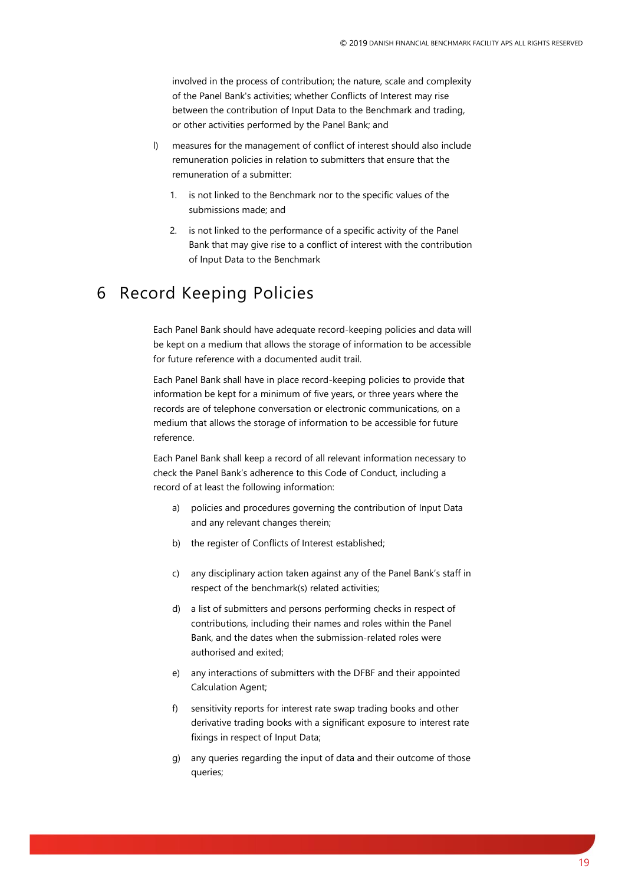involved in the process of contribution; the nature, scale and complexity of the Panel Bank's activities; whether Conflicts of Interest may rise between the contribution of Input Data to the Benchmark and trading, or other activities performed by the Panel Bank; and

l) measures for the management of conflict of interest should also include remuneration policies in relation to submitters that ensure that the remuneration of a submitter:

   1. is not linked to the Benchmark nor to the specific values of the submissions made; and

   2. is not linked to the performance of a specific activity of the Panel Bank that may give rise to a conflict of interest with the contribution of Input Data to the Benchmark

# 6 Record Keeping Policies

Each Panel Bank should have adequate record-keeping policies and data will be kept on a medium that allows the storage of information to be accessible for future reference with a documented audit trail.

Each Panel Bank shall have in place record-keeping policies to provide that information be kept for a minimum of five years, or three years where the records are of telephone conversation or electronic communications, on a medium that allows the storage of information to be accessible for future reference.

Each Panel Bank shall keep a record of all relevant information necessary to check the Panel Bank's adherence to this Code of Conduct, including a record of at least the following information:

a) policies and procedures governing the contribution of Input Data and any relevant changes therein;

b) the register of Conflicts of Interest established;

c) any disciplinary action taken against any of the Panel Bank's staff in respect of the benchmark(s) related activities;

d) a list of submitters and persons performing checks in respect of contributions, including their names and roles within the Panel Bank, and the dates when the submission-related roles were authorised and exited;

e) any interactions of submitters with the DFBF and their appointed Calculation Agent;

f) sensitivity reports for interest rate swap trading books and other derivative trading books with a significant exposure to interest rate fixings in respect of Input Data;

g) any queries regarding the input of data and their outcome of those queries;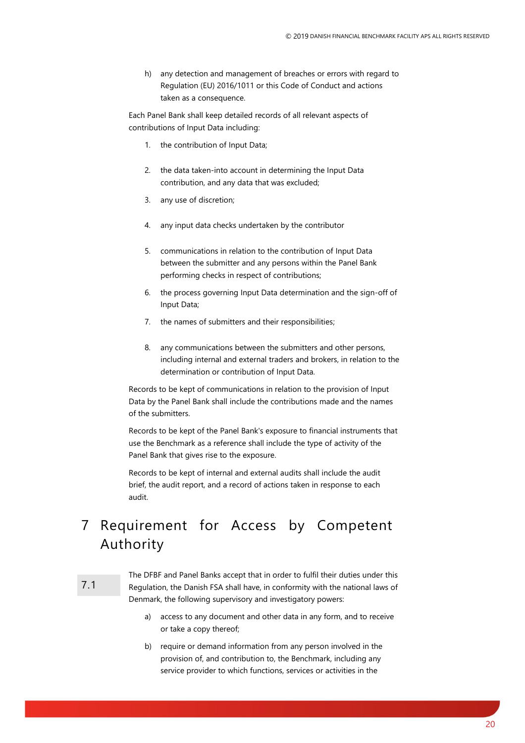h) any detection and management of breaches or errors with regard to Regulation (EU) 2016/1011 or this Code of Conduct and actions taken as a consequence.

Each Panel Bank shall keep detailed records of all relevant aspects of contributions of Input Data including:

1. the contribution of Input Data;
2. the data taken-into account in determining the Input Data contribution, and any data that was excluded;
3. any use of discretion;
4. any input data checks undertaken by the contributor
5. communications in relation to the contribution of Input Data between the submitter and any persons within the Panel Bank performing checks in respect of contributions;
6. the process governing Input Data determination and the sign-off of Input Data;
7. the names of submitters and their responsibilities;
8. any communications between the submitters and other persons, including internal and external traders and brokers, in relation to the determination or contribution of Input Data.

Records to be kept of communications in relation to the provision of Input Data by the Panel Bank shall include the contributions made and the names of the submitters.

Records to be kept of the Panel Bank's exposure to financial instruments that use the Benchmark as a reference shall include the type of activity of the Panel Bank that gives rise to the exposure.

Records to be kept of internal and external audits shall include the audit brief, the audit report, and a record of actions taken in response to each audit.

# 7 Requirement for Access by Competent Authority

7.1 The DFBF and Panel Banks accept that in order to fulfil their duties under this Regulation, the Danish FSA shall have, in conformity with the national laws of Denmark, the following supervisory and investigatory powers:

a) access to any document and other data in any form, and to receive or take a copy thereof;

b) require or demand information from any person involved in the provision of, and contribution to, the Benchmark, including any service provider to which functions, services or activities in the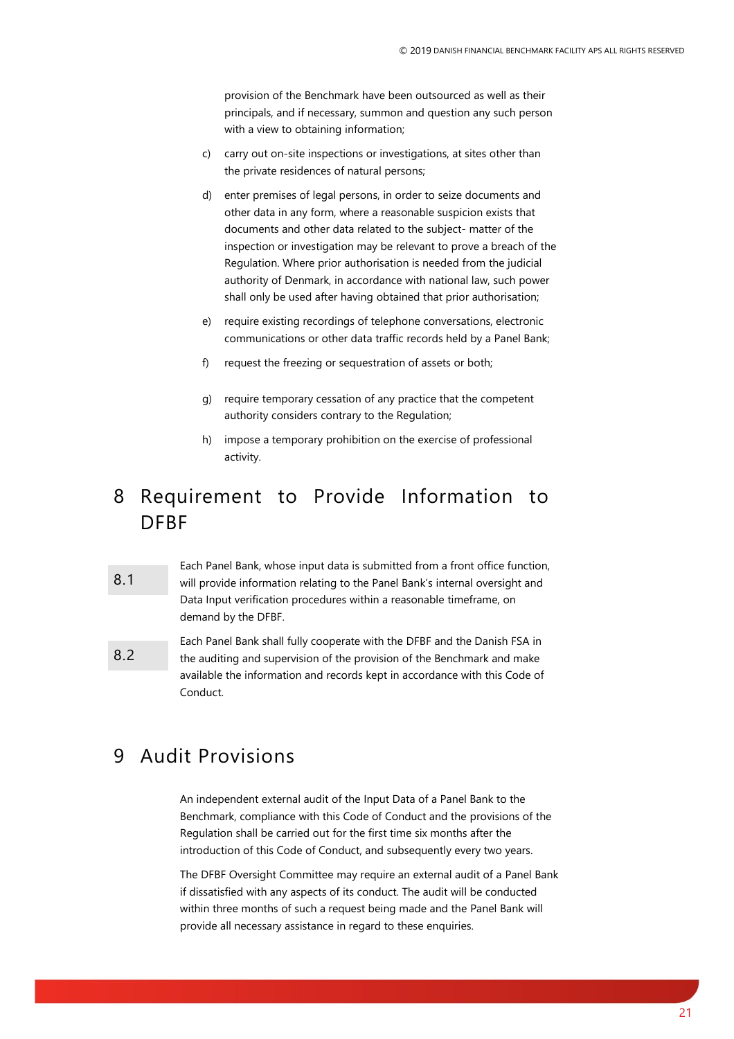provision of the Benchmark have been outsourced as well as their principals, and if necessary, summon and question any such person with a view to obtaining information;

c) carry out on-site inspections or investigations, at sites other than the private residences of natural persons;

d) enter premises of legal persons, in order to seize documents and other data in any form, where a reasonable suspicion exists that documents and other data related to the subject- matter of the inspection or investigation may be relevant to prove a breach of the Regulation. Where prior authorisation is needed from the judicial authority of Denmark, in accordance with national law, such power shall only be used after having obtained that prior authorisation;

e) require existing recordings of telephone conversations, electronic communications or other data traffic records held by a Panel Bank;

f) request the freezing or sequestration of assets or both;

g) require temporary cessation of any practice that the competent authority considers contrary to the Regulation;

h) impose a temporary prohibition on the exercise of professional activity.

# 8 Requirement to Provide Information to DFBF

8.1 Each Panel Bank, whose input data is submitted from a front office function, will provide information relating to the Panel Bank's internal oversight and Data Input verification procedures within a reasonable timeframe, on demand by the DFBF.

8.2 Each Panel Bank shall fully cooperate with the DFBF and the Danish FSA in the auditing and supervision of the provision of the Benchmark and make available the information and records kept in accordance with this Code of Conduct.

# 9 Audit Provisions

An independent external audit of the Input Data of a Panel Bank to the Benchmark, compliance with this Code of Conduct and the provisions of the Regulation shall be carried out for the first time six months after the introduction of this Code of Conduct, and subsequently every two years.

The DFBF Oversight Committee may require an external audit of a Panel Bank if dissatisfied with any aspects of its conduct. The audit will be conducted within three months of such a request being made and the Panel Bank will provide all necessary assistance in regard to these enquiries.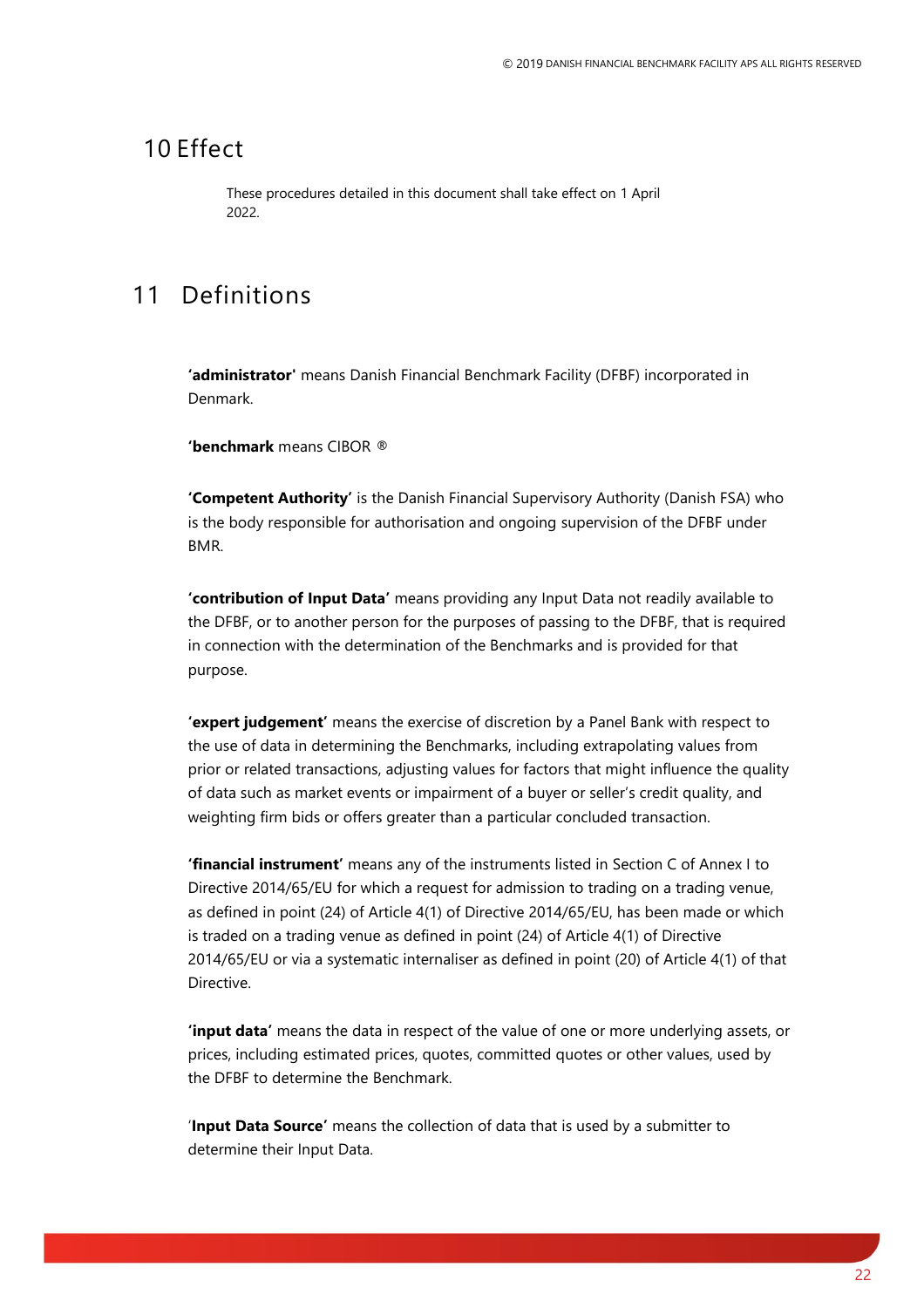# 10 Effect

These procedures detailed in this document shall take effect on 1 April 2022.

# 11 Definitions

**'administrator'** means Danish Financial Benchmark Facility (DFBF) incorporated in Denmark.

**'benchmark** means CIBOR ®

**'Competent Authority'** is the Danish Financial Supervisory Authority (Danish FSA) who is the body responsible for authorisation and ongoing supervision of the DFBF under BMR.

**'contribution of Input Data'** means providing any Input Data not readily available to the DFBF, or to another person for the purposes of passing to the DFBF, that is required in connection with the determination of the Benchmarks and is provided for that purpose.

**'expert judgement'** means the exercise of discretion by a Panel Bank with respect to the use of data in determining the Benchmarks, including extrapolating values from prior or related transactions, adjusting values for factors that might influence the quality of data such as market events or impairment of a buyer or seller's credit quality, and weighting firm bids or offers greater than a particular concluded transaction.

**'financial instrument'** means any of the instruments listed in Section C of Annex I to Directive 2014/65/EU for which a request for admission to trading on a trading venue, as defined in point (24) of Article 4(1) of Directive 2014/65/EU, has been made or which is traded on a trading venue as defined in point (24) of Article 4(1) of Directive 2014/65/EU or via a systematic internaliser as defined in point (20) of Article 4(1) of that Directive.

**'input data'** means the data in respect of the value of one or more underlying assets, or prices, including estimated prices, quotes, committed quotes or other values, used by the DFBF to determine the Benchmark.

'**Input Data Source'** means the collection of data that is used by a submitter to determine their Input Data.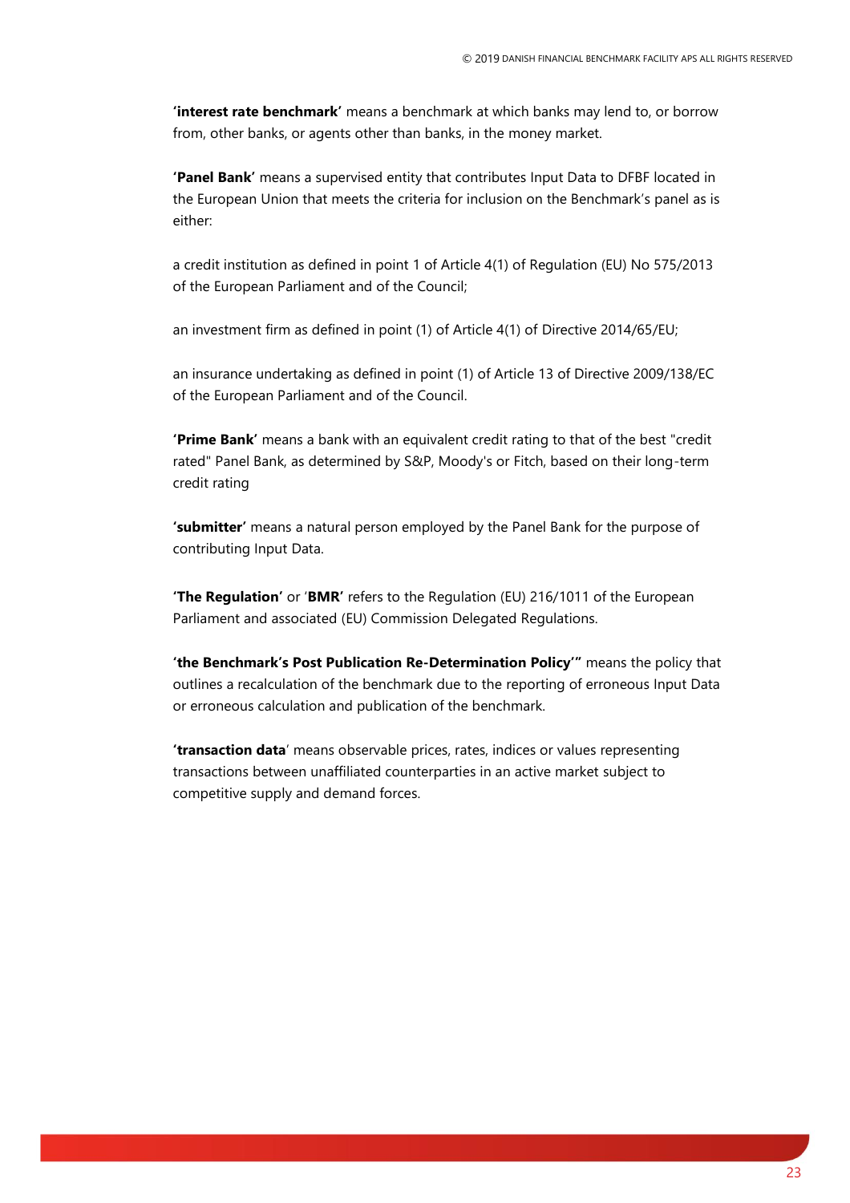**'interest rate benchmark'** means a benchmark at which banks may lend to, or borrow from, other banks, or agents other than banks, in the money market.

**'Panel Bank'** means a supervised entity that contributes Input Data to DFBF located in the European Union that meets the criteria for inclusion on the Benchmark's panel as is either:

a credit institution as defined in point 1 of Article 4(1) of Regulation (EU) No 575/2013 of the European Parliament and of the Council;

an investment firm as defined in point (1) of Article 4(1) of Directive 2014/65/EU;

an insurance undertaking as defined in point (1) of Article 13 of Directive 2009/138/EC of the European Parliament and of the Council.

**'Prime Bank'** means a bank with an equivalent credit rating to that of the best "credit rated" Panel Bank, as determined by S&P, Moody's or Fitch, based on their long-term credit rating

**'submitter'** means a natural person employed by the Panel Bank for the purpose of contributing Input Data.

**'The Regulation'** or '**BMR'** refers to the Regulation (EU) 216/1011 of the European Parliament and associated (EU) Commission Delegated Regulations.

**'the Benchmark's Post Publication Re-Determination Policy'"** means the policy that outlines a recalculation of the benchmark due to the reporting of erroneous Input Data or erroneous calculation and publication of the benchmark.

**'transaction data**' means observable prices, rates, indices or values representing transactions between unaffiliated counterparties in an active market subject to competitive supply and demand forces.